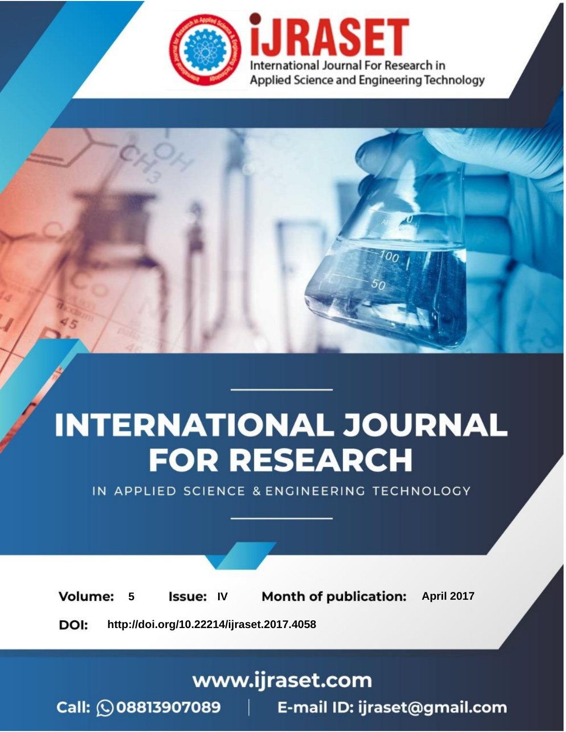iJRASET

International Journal For Research in Applied Science and Engineering Technology

# INTERNATIONAL JOURNAL FOR RESEARCH

IN APPLIED SCIENCE & ENGINEERING TECHNOLOGY

**Volume:** 5 **Issue:** IV **Month of publication:** April 2017

**DOI:** http://doi.org/10.22214/ijraset.2017.4058

www.ijraset.com

Call: 08813907089 | E-mail ID: ijraset@gmail.com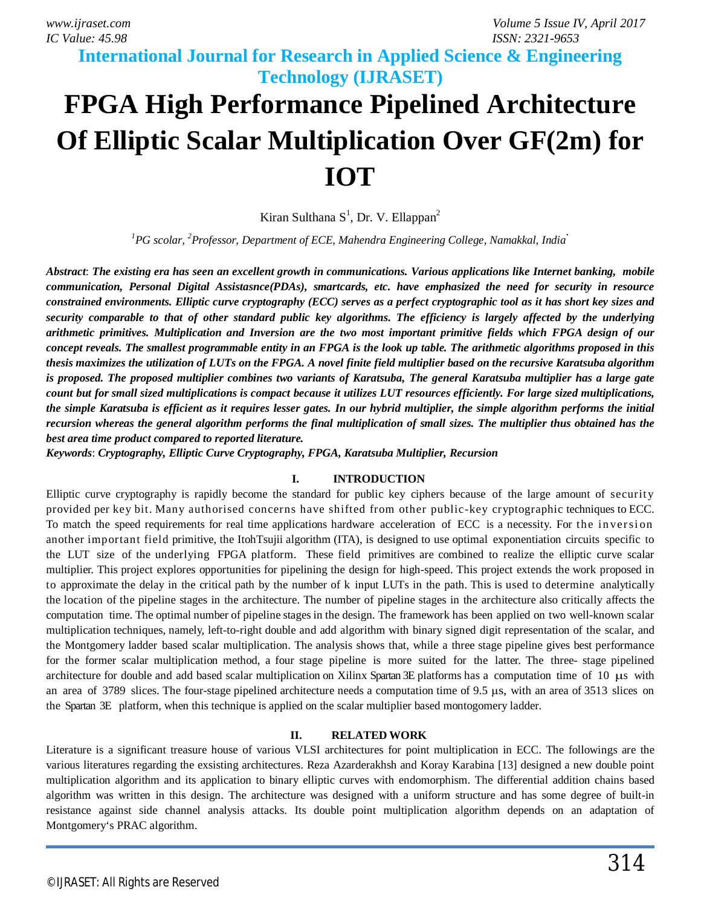# FPGA High Performance Pipelined Architecture Of Elliptic Scalar Multiplication Over GF(2m) for IOT

Kiran Sulthana S[1], Dr. V. Ellappan[2]

[1]PG scolar, [2]Professor, Department of ECE, Mahendra Engineering College, Namakkal, India

***Abstract***: ***The existing era has seen an excellent growth in communications. Various applications like Internet banking, mobile communication, Personal Digital Assistasnce(PDAs), smartcards, etc. have emphasized the need for security in resource constrained environments. Elliptic curve cryptography (ECC) serves as a perfect cryptographic tool as it has short key sizes and security comparable to that of other standard public key algorithms. The efficiency is largely affected by the underlying arithmetic primitives. Multiplication and Inversion are the two most important primitive fields which FPGA design of our concept reveals. The smallest programmable entity in an FPGA is the look up table. The arithmetic algorithms proposed in this thesis maximizes the utilization of LUTs on the FPGA. A novel finite field multiplier based on the recursive Karatsuba algorithm is proposed. The proposed multiplier combines two variants of Karatsuba, The general Karatsuba multiplier has a large gate count but for small sized multiplications is compact because it utilizes LUT resources efficiently. For large sized multiplications, the simple Karatsuba is efficient as it requires lesser gates. In our hybrid multiplier, the simple algorithm performs the initial recursion whereas the general algorithm performs the final multiplication of small sizes. The multiplier thus obtained has the best area time product compared to reported literature.***

***Keywords***: ***Cryptography, Elliptic Curve Cryptography, FPGA, Karatsuba Multiplier, Recursion***

## I. INTRODUCTION

Elliptic curve cryptography is rapidly become the standard for public key ciphers because of the large amount of security provided per key bit. Many authorised concerns have shifted from other public-key cryptographic techniques to ECC. To match the speed requirements for real time applications hardware acceleration of ECC is a necessity. For the inversion another important field primitive, the ItohTsujii algorithm (ITA), is designed to use optimal exponentiation circuits specific to the LUT size of the underlying FPGA platform. These field primitives are combined to realize the elliptic curve scalar multiplier. This project explores opportunities for pipelining the design for high-speed. This project extends the work proposed in to approximate the delay in the critical path by the number of k input LUTs in the path. This is used to determine analytically the location of the pipeline stages in the architecture. The number of pipeline stages in the architecture also critically affects the computation time. The optimal number of pipeline stages in the design. The framework has been applied on two well-known scalar multiplication techniques, namely, left-to-right double and add algorithm with binary signed digit representation of the scalar, and the Montgomery ladder based scalar multiplication. The analysis shows that, while a three stage pipeline gives best performance for the former scalar multiplication method, a four stage pipeline is more suited for the latter. The three- stage pipelined architecture for double and add based scalar multiplication on Xilinx Spartan 3E platforms has a computation time of 10 μs with an area of 3789 slices. The four-stage pipelined architecture needs a computation time of 9.5 μs, with an area of 3513 slices on the Spartan 3E platform, when this technique is applied on the scalar multiplier based montogomery ladder.

## II. RELATED WORK

Literature is a significant treasure house of various VLSI architectures for point multiplication in ECC. The followings are the various literatures regarding the exsisting architectures. Reza Azarderakhsh and Koray Karabina [13] designed a new double point multiplication algorithm and its application to binary elliptic curves with endomorphism. The differential addition chains based algorithm was written in this design. The architecture was designed with a uniform structure and has some degree of built-in resistance against side channel analysis attacks. Its double point multiplication algorithm depends on an adaptation of Montgomery's PRAC algorithm.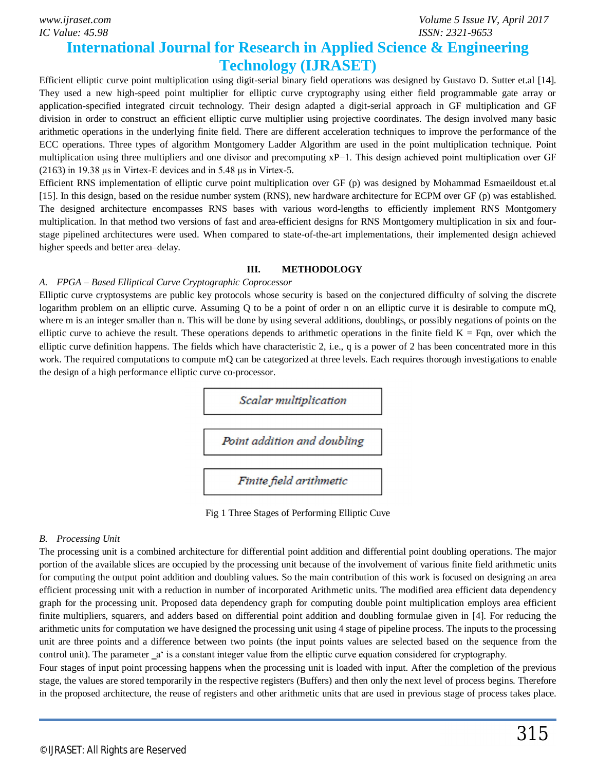Efficient elliptic curve point multiplication using digit-serial binary field operations was designed by Gustavo D. Sutter et.al [14]. They used a new high-speed point multiplier for elliptic curve cryptography using either field programmable gate array or application-specified integrated circuit technology. Their design adapted a digit-serial approach in GF multiplication and GF division in order to construct an efficient elliptic curve multiplier using projective coordinates. The design involved many basic arithmetic operations in the underlying finite field. There are different acceleration techniques to improve the performance of the ECC operations. Three types of algorithm Montgomery Ladder Algorithm are used in the point multiplication technique. Point multiplication using three multipliers and one divisor and precomputing $xP^{-1}$. This design achieved point multiplication over GF (2163) in 19.38 µs in Virtex-E devices and in 5.48 µs in Virtex-5.

Efficient RNS implementation of elliptic curve point multiplication over GF (p) was designed by Mohammad Esmaeildoust et.al [15]. In this design, based on the residue number system (RNS), new hardware architecture for ECPM over GF (p) was established. The designed architecture encompasses RNS bases with various word-lengths to efficiently implement RNS Montgomery multiplication. In that method two versions of fast and area-efficient designs for RNS Montgomery multiplication in six and four-stage pipelined architectures were used. When compared to state-of-the-art implementations, their implemented design achieved higher speeds and better area–delay.

## III. METHODOLOGY

### *A. FPGA – Based Elliptical Curve Cryptographic Coprocessor*

Elliptic curve cryptosystems are public key protocols whose security is based on the conjectured difficulty of solving the discrete logarithm problem on an elliptic curve. Assuming Q to be a point of order n on an elliptic curve it is desirable to compute mQ, where m is an integer smaller than n. This will be done by using several additions, doublings, or possibly negations of points on the elliptic curve to achieve the result. These operations depends to arithmetic operations in the finite field $K = F_{q^n}$, over which the elliptic curve definition happens. The fields which have characteristic 2, i.e., q is a power of 2 has been concentrated more in this work. The required computations to compute mQ can be categorized at three levels. Each requires thorough investigations to enable the design of a high performance elliptic curve co-processor.

| *Scalar multiplication* |
|---|
| *Point addition and doubling* |
| *Finite field arithmetic* |

Fig 1 Three Stages of Performing Elliptic Cuve

### *B. Processing Unit*

The processing unit is a combined architecture for differential point addition and differential point doubling operations. The major portion of the available slices are occupied by the processing unit because of the involvement of various finite field arithmetic units for computing the output point addition and doubling values. So the main contribution of this work is focused on designing an area efficient processing unit with a reduction in number of incorporated Arithmetic units. The modified area efficient data dependency graph for the processing unit. Proposed data dependency graph for computing double point multiplication employs area efficient finite multipliers, squarers, and adders based on differential point addition and doubling formulae given in [4]. For reducing the arithmetic units for computation we have designed the processing unit using 4 stage of pipeline process. The inputs to the processing unit are three points and a difference between two points (the input points values are selected based on the sequence from the control unit). The parameter _a' is a constant integer value from the elliptic curve equation considered for cryptography.

Four stages of input point processing happens when the processing unit is loaded with input. After the completion of the previous stage, the values are stored temporarily in the respective registers (Buffers) and then only the next level of process begins. Therefore in the proposed architecture, the reuse of registers and other arithmetic units that are used in previous stage of process takes place.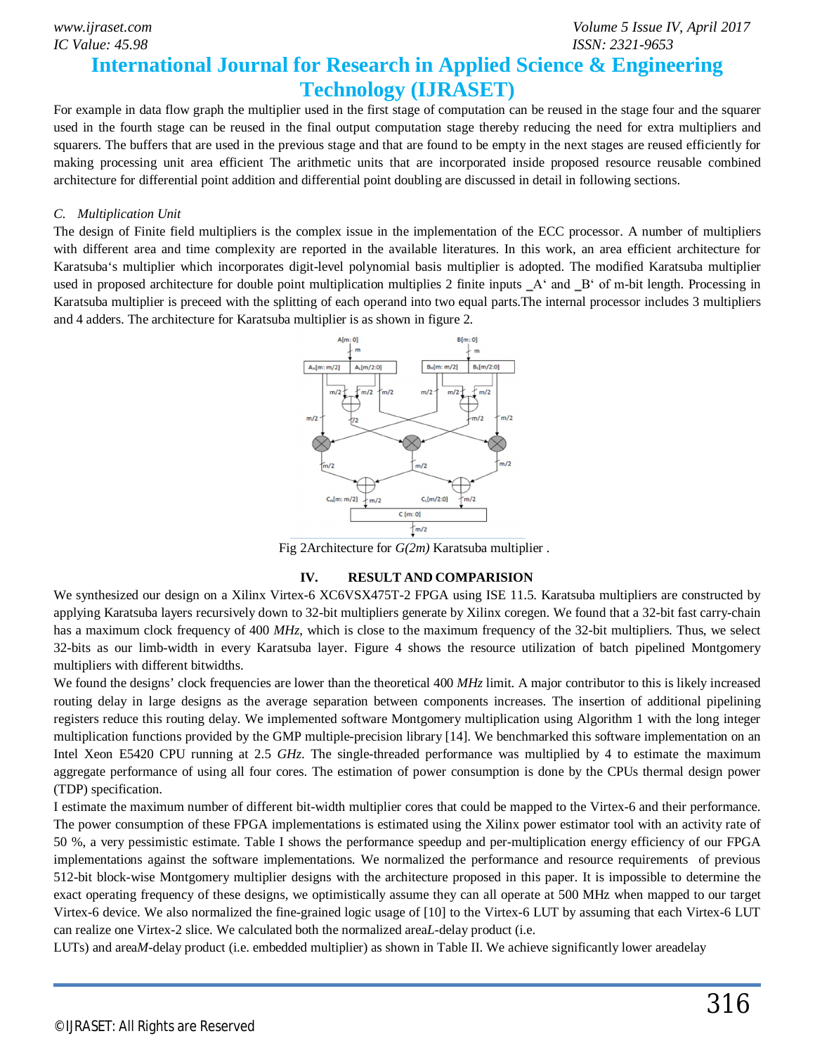For example in data flow graph the multiplier used in the first stage of computation can be reused in the stage four and the squarer used in the fourth stage can be reused in the final output computation stage thereby reducing the need for extra multipliers and squarers. The buffers that are used in the previous stage and that are found to be empty in the next stages are reused efficiently for making processing unit area efficient The arithmetic units that are incorporated inside proposed resource reusable combined architecture for differential point addition and differential point doubling are discussed in detail in following sections.

### C. Multiplication Unit

The design of Finite field multipliers is the complex issue in the implementation of the ECC processor. A number of multipliers with different area and time complexity are reported in the available literatures. In this work, an area efficient architecture for Karatsuba‘s multiplier which incorporates digit-level polynomial basis multiplier is adopted. The modified Karatsuba multiplier used in proposed architecture for double point multiplication multiplies 2 finite inputs ‗A‘ and ‗B‘ of m-bit length. Processing in Karatsuba multiplier is preceed with the splitting of each operand into two equal parts.The internal processor includes 3 multipliers and 4 adders. The architecture for Karatsuba multiplier is as shown in figure 2.

Fig 2Architecture for *G(2m)* Karatsuba multiplier .

## IV. RESULT AND COMPARISION

We synthesized our design on a Xilinx Virtex-6 XC6VSX475T-2 FPGA using ISE 11.5. Karatsuba multipliers are constructed by applying Karatsuba layers recursively down to 32-bit multipliers generate by Xilinx coregen. We found that a 32-bit fast carry-chain has a maximum clock frequency of 400 *MHz*, which is close to the maximum frequency of the 32-bit multipliers. Thus, we select 32-bits as our limb-width in every Karatsuba layer. Figure 4 shows the resource utilization of batch pipelined Montgomery multipliers with different bitwidths.

We found the designs' clock frequencies are lower than the theoretical 400 *MHz* limit. A major contributor to this is likely increased routing delay in large designs as the average separation between components increases. The insertion of additional pipelining registers reduce this routing delay. We implemented software Montgomery multiplication using Algorithm 1 with the long integer multiplication functions provided by the GMP multiple-precision library [14]. We benchmarked this software implementation on an Intel Xeon E5420 CPU running at 2.5 *GHz*. The single-threaded performance was multiplied by 4 to estimate the maximum aggregate performance of using all four cores. The estimation of power consumption is done by the CPUs thermal design power (TDP) specification.

I estimate the maximum number of different bit-width multiplier cores that could be mapped to the Virtex-6 and their performance. The power consumption of these FPGA implementations is estimated using the Xilinx power estimator tool with an activity rate of 50 %, a very pessimistic estimate. Table I shows the performance speedup and per-multiplication energy efficiency of our FPGA implementations against the software implementations. We normalized the performance and resource requirements of previous 512-bit block-wise Montgomery multiplier designs with the architecture proposed in this paper. It is impossible to determine the exact operating frequency of these designs, we optimistically assume they can all operate at 500 MHz when mapped to our target Virtex-6 device. We also normalized the fine-grained logic usage of [10] to the Virtex-6 LUT by assuming that each Virtex-6 LUT can realize one Virtex-2 slice. We calculated both the normalized area*L*-delay product (i.e. LUTs) and area*M*-delay product (i.e. embedded multiplier) as shown in Table II. We achieve significantly lower areadelay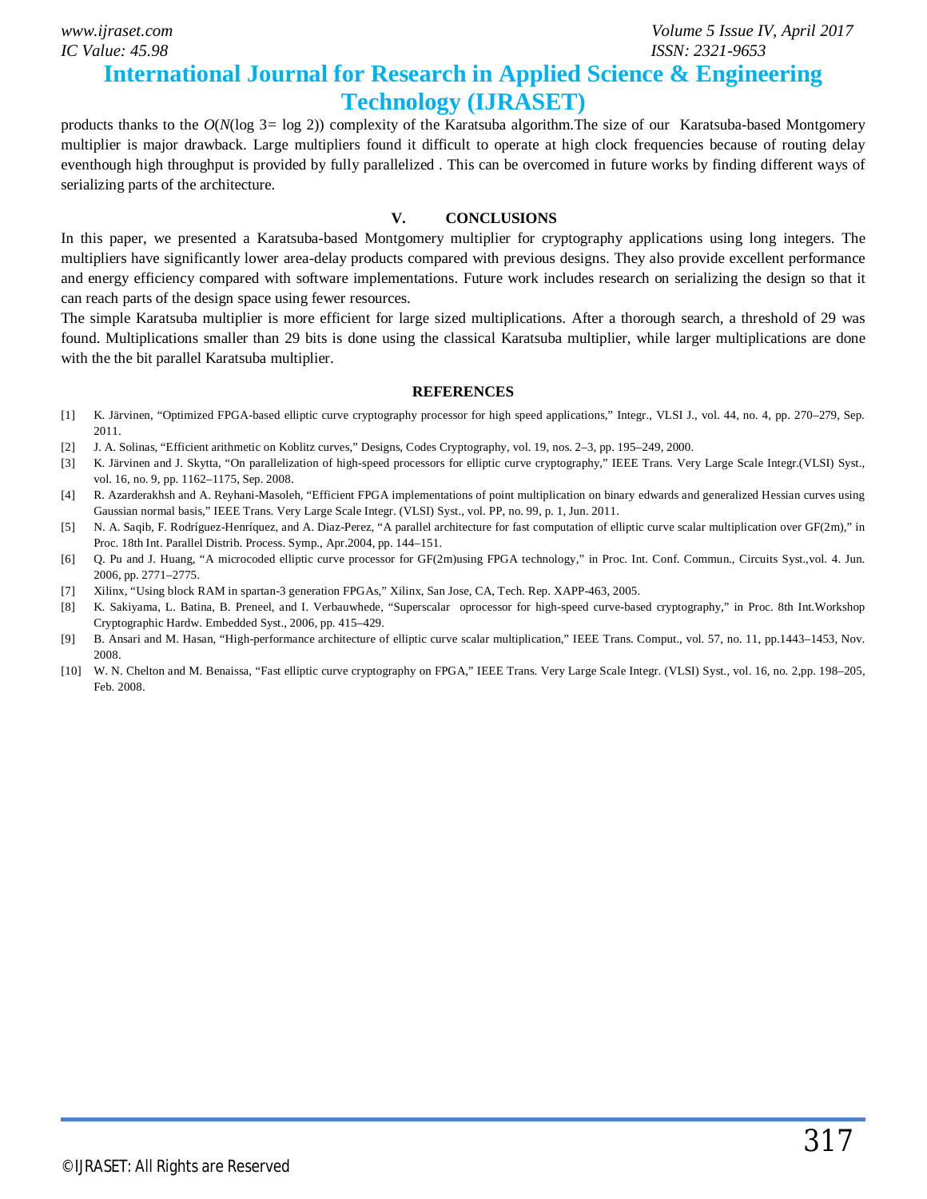products thanks to the $O(N(\log 3= \log 2))$ complexity of the Karatsuba algorithm.The size of our Karatsuba-based Montgomery multiplier is major drawback. Large multipliers found it difficult to operate at high clock frequencies because of routing delay eventhough high throughput is provided by fully parallelized . This can be overcomed in future works by finding different ways of serializing parts of the architecture.

## V. CONCLUSIONS

In this paper, we presented a Karatsuba-based Montgomery multiplier for cryptography applications using long integers. The multipliers have significantly lower area-delay products compared with previous designs. They also provide excellent performance and energy efficiency compared with software implementations. Future work includes research on serializing the design so that it can reach parts of the design space using fewer resources.

The simple Karatsuba multiplier is more efficient for large sized multiplications. After a thorough search, a threshold of 29 was found. Multiplications smaller than 29 bits is done using the classical Karatsuba multiplier, while larger multiplications are done with the the bit parallel Karatsuba multiplier.

## REFERENCES

[1] K. Järvinen, "Optimized FPGA-based elliptic curve cryptography processor for high speed applications," Integr., VLSI J., vol. 44, no. 4, pp. 270–279, Sep. 2011.

[2] J. A. Solinas, "Efficient arithmetic on Koblitz curves," Designs, Codes Cryptography, vol. 19, nos. 2–3, pp. 195–249, 2000.

[3] K. Järvinen and J. Skytta, "On parallelization of high-speed processors for elliptic curve cryptography," IEEE Trans. Very Large Scale Integr.(VLSI) Syst., vol. 16, no. 9, pp. 1162–1175, Sep. 2008.

[4] R. Azarderakhsh and A. Reyhani-Masoleh, "Efficient FPGA implementations of point multiplication on binary edwards and generalized Hessian curves using Gaussian normal basis," IEEE Trans. Very Large Scale Integr. (VLSI) Syst., vol. PP, no. 99, p. 1, Jun. 2011.

[5] N. A. Saqib, F. Rodríguez-Henríquez, and A. Diaz-Perez, "A parallel architecture for fast computation of elliptic curve scalar multiplication over GF(2m)," in Proc. 18th Int. Parallel Distrib. Process. Symp., Apr.2004, pp. 144–151.

[6] Q. Pu and J. Huang, "A microcoded elliptic curve processor for GF(2m)using FPGA technology," in Proc. Int. Conf. Commun., Circuits Syst.,vol. 4. Jun. 2006, pp. 2771–2775.

[7] Xilinx, "Using block RAM in spartan-3 generation FPGAs," Xilinx, San Jose, CA, Tech. Rep. XAPP-463, 2005.

[8] K. Sakiyama, L. Batina, B. Preneel, and I. Verbauwhede, "Superscalar oprocessor for high-speed curve-based cryptography," in Proc. 8th Int.Workshop Cryptographic Hardw. Embedded Syst., 2006, pp. 415–429.

[9] B. Ansari and M. Hasan, "High-performance architecture of elliptic curve scalar multiplication," IEEE Trans. Comput., vol. 57, no. 11, pp.1443–1453, Nov. 2008.

[10] W. N. Chelton and M. Benaissa, "Fast elliptic curve cryptography on FPGA," IEEE Trans. Very Large Scale Integr. (VLSI) Syst., vol. 16, no. 2,pp. 198–205, Feb. 2008.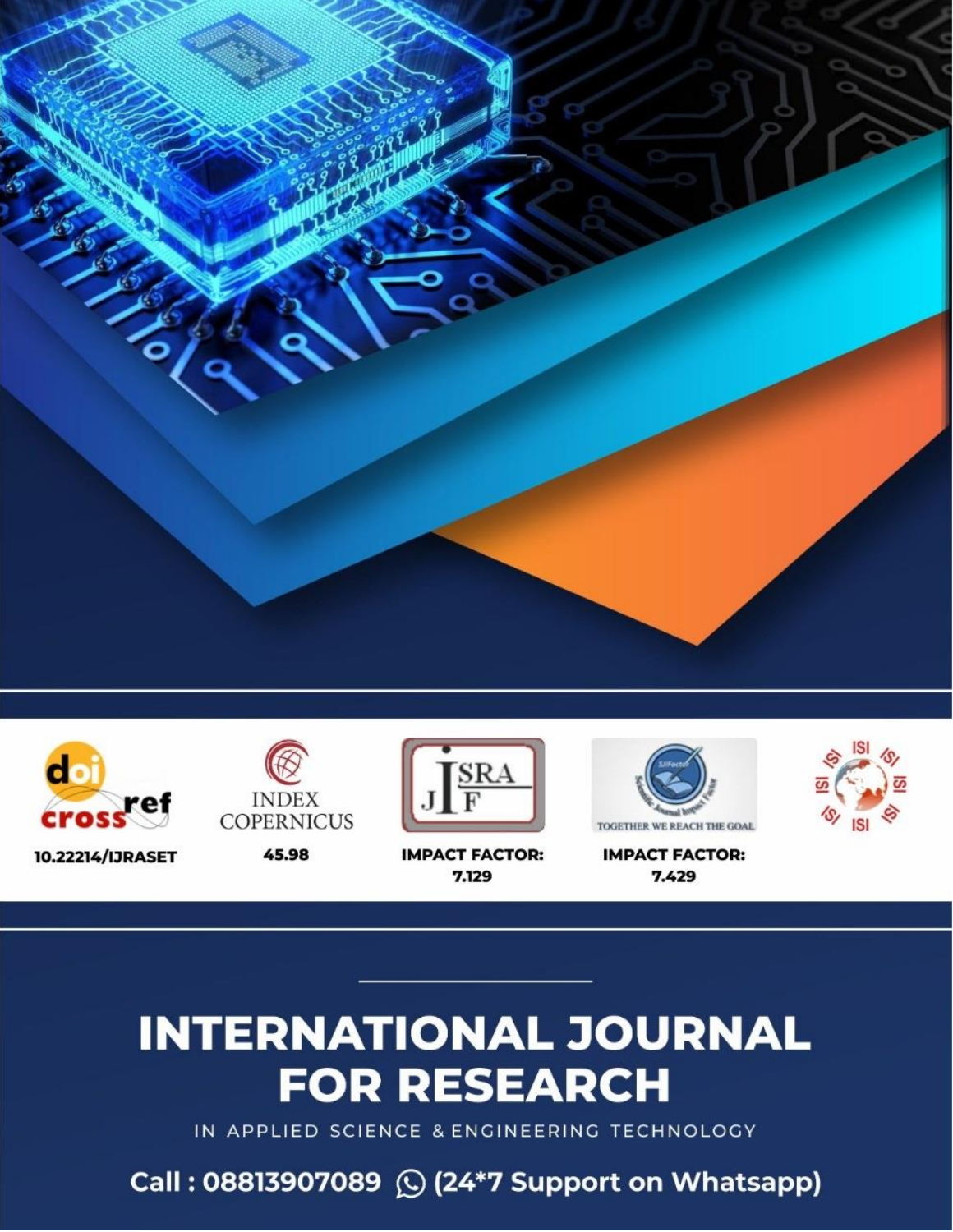10.22214/IJRASET

INDEX COPERNICUS

45.98

IMPACT FACTOR: 7.129

IMPACT FACTOR: 7.429

TOGETHER WE REACH THE GOAL

# INTERNATIONAL JOURNAL FOR RESEARCH

IN APPLIED SCIENCE & ENGINEERING TECHNOLOGY

Call : 08813907089 (24*7 Support on Whatsapp)